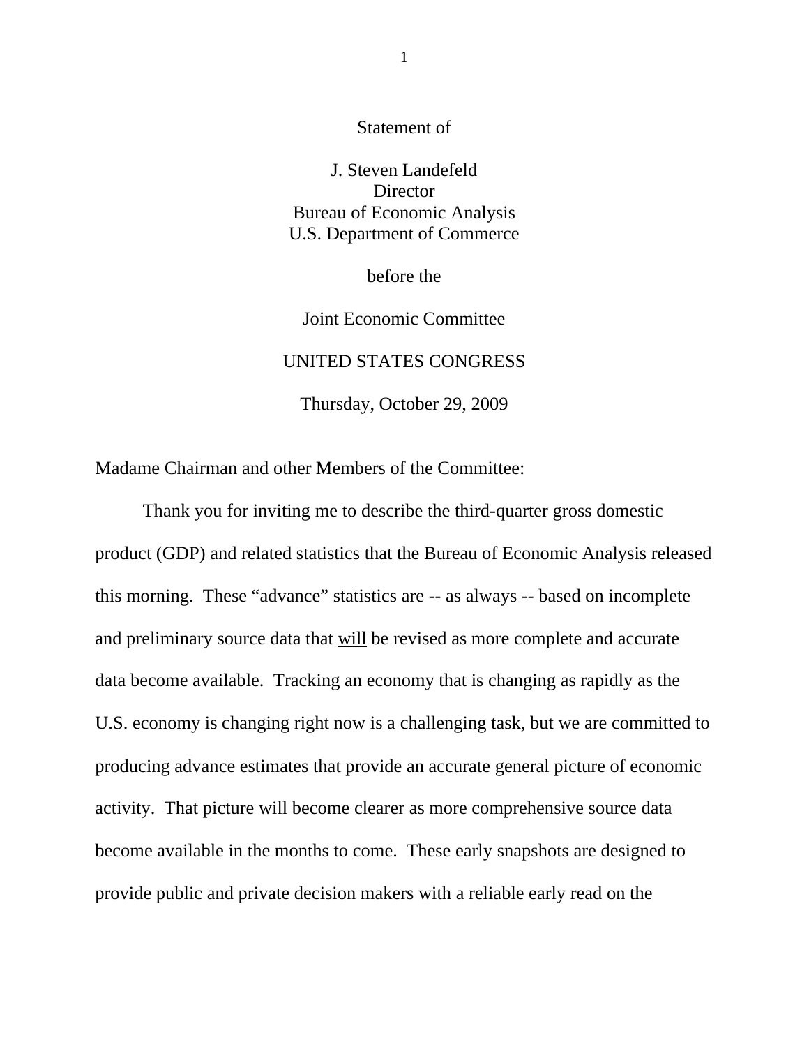Statement of

J. Steven Landefeld
Director
Bureau of Economic Analysis
U.S. Department of Commerce

before the

Joint Economic Committee

UNITED STATES CONGRESS

Thursday, October 29, 2009

Madame Chairman and other Members of the Committee:

Thank you for inviting me to describe the third-quarter gross domestic product (GDP) and related statistics that the Bureau of Economic Analysis released this morning. These "advance" statistics are -- as always -- based on incomplete and preliminary source data that <u>will</u> be revised as more complete and accurate data become available. Tracking an economy that is changing as rapidly as the U.S. economy is changing right now is a challenging task, but we are committed to producing advance estimates that provide an accurate general picture of economic activity. That picture will become clearer as more comprehensive source data become available in the months to come. These early snapshots are designed to provide public and private decision makers with a reliable early read on the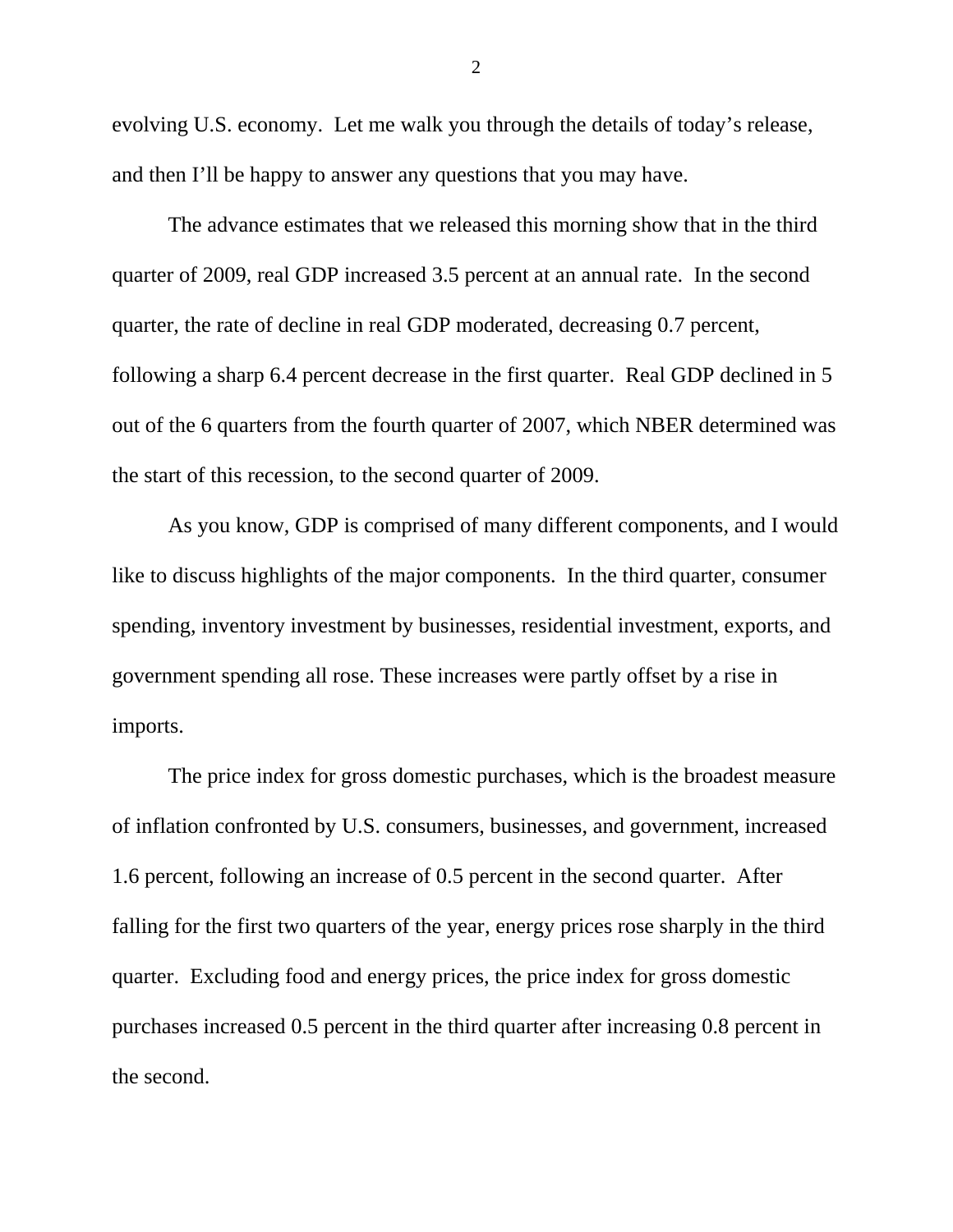evolving U.S. economy. Let me walk you through the details of today's release, and then I'll be happy to answer any questions that you may have.

The advance estimates that we released this morning show that in the third quarter of 2009, real GDP increased 3.5 percent at an annual rate. In the second quarter, the rate of decline in real GDP moderated, decreasing 0.7 percent, following a sharp 6.4 percent decrease in the first quarter. Real GDP declined in 5 out of the 6 quarters from the fourth quarter of 2007, which NBER determined was the start of this recession, to the second quarter of 2009.

As you know, GDP is comprised of many different components, and I would like to discuss highlights of the major components. In the third quarter, consumer spending, inventory investment by businesses, residential investment, exports, and government spending all rose. These increases were partly offset by a rise in imports.

The price index for gross domestic purchases, which is the broadest measure of inflation confronted by U.S. consumers, businesses, and government, increased 1.6 percent, following an increase of 0.5 percent in the second quarter. After falling for the first two quarters of the year, energy prices rose sharply in the third quarter. Excluding food and energy prices, the price index for gross domestic purchases increased 0.5 percent in the third quarter after increasing 0.8 percent in the second.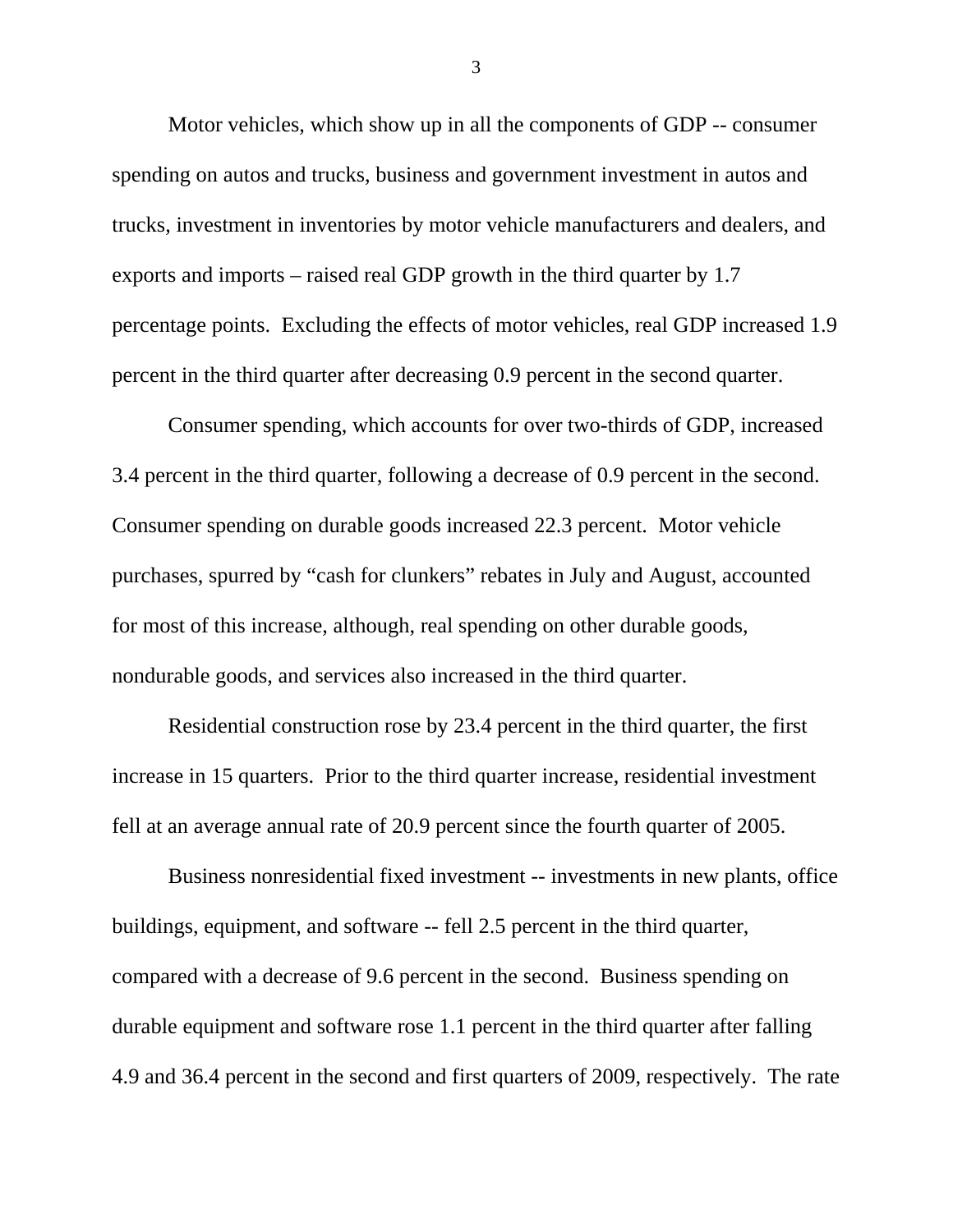Motor vehicles, which show up in all the components of GDP -- consumer spending on autos and trucks, business and government investment in autos and trucks, investment in inventories by motor vehicle manufacturers and dealers, and exports and imports – raised real GDP growth in the third quarter by 1.7 percentage points. Excluding the effects of motor vehicles, real GDP increased 1.9 percent in the third quarter after decreasing 0.9 percent in the second quarter.

Consumer spending, which accounts for over two-thirds of GDP, increased 3.4 percent in the third quarter, following a decrease of 0.9 percent in the second. Consumer spending on durable goods increased 22.3 percent. Motor vehicle purchases, spurred by "cash for clunkers" rebates in July and August, accounted for most of this increase, although, real spending on other durable goods, nondurable goods, and services also increased in the third quarter.

Residential construction rose by 23.4 percent in the third quarter, the first increase in 15 quarters. Prior to the third quarter increase, residential investment fell at an average annual rate of 20.9 percent since the fourth quarter of 2005.

Business nonresidential fixed investment -- investments in new plants, office buildings, equipment, and software -- fell 2.5 percent in the third quarter, compared with a decrease of 9.6 percent in the second. Business spending on durable equipment and software rose 1.1 percent in the third quarter after falling 4.9 and 36.4 percent in the second and first quarters of 2009, respectively. The rate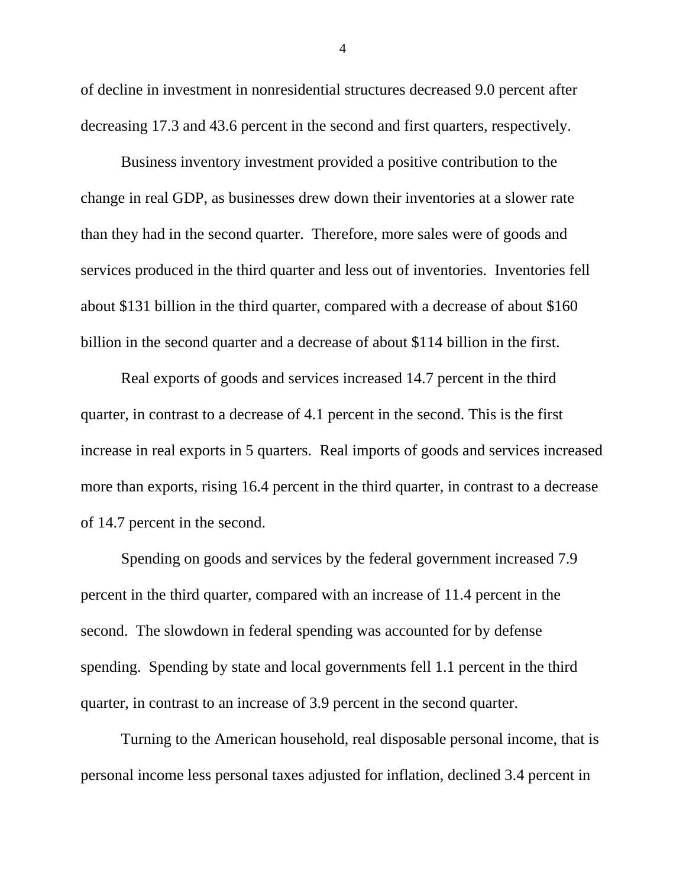of decline in investment in nonresidential structures decreased 9.0 percent after decreasing 17.3 and 43.6 percent in the second and first quarters, respectively.

Business inventory investment provided a positive contribution to the change in real GDP, as businesses drew down their inventories at a slower rate than they had in the second quarter. Therefore, more sales were of goods and services produced in the third quarter and less out of inventories. Inventories fell about $131 billion in the third quarter, compared with a decrease of about $160 billion in the second quarter and a decrease of about $114 billion in the first.

Real exports of goods and services increased 14.7 percent in the third quarter, in contrast to a decrease of 4.1 percent in the second. This is the first increase in real exports in 5 quarters. Real imports of goods and services increased more than exports, rising 16.4 percent in the third quarter, in contrast to a decrease of 14.7 percent in the second.

Spending on goods and services by the federal government increased 7.9 percent in the third quarter, compared with an increase of 11.4 percent in the second. The slowdown in federal spending was accounted for by defense spending. Spending by state and local governments fell 1.1 percent in the third quarter, in contrast to an increase of 3.9 percent in the second quarter.

Turning to the American household, real disposable personal income, that is personal income less personal taxes adjusted for inflation, declined 3.4 percent in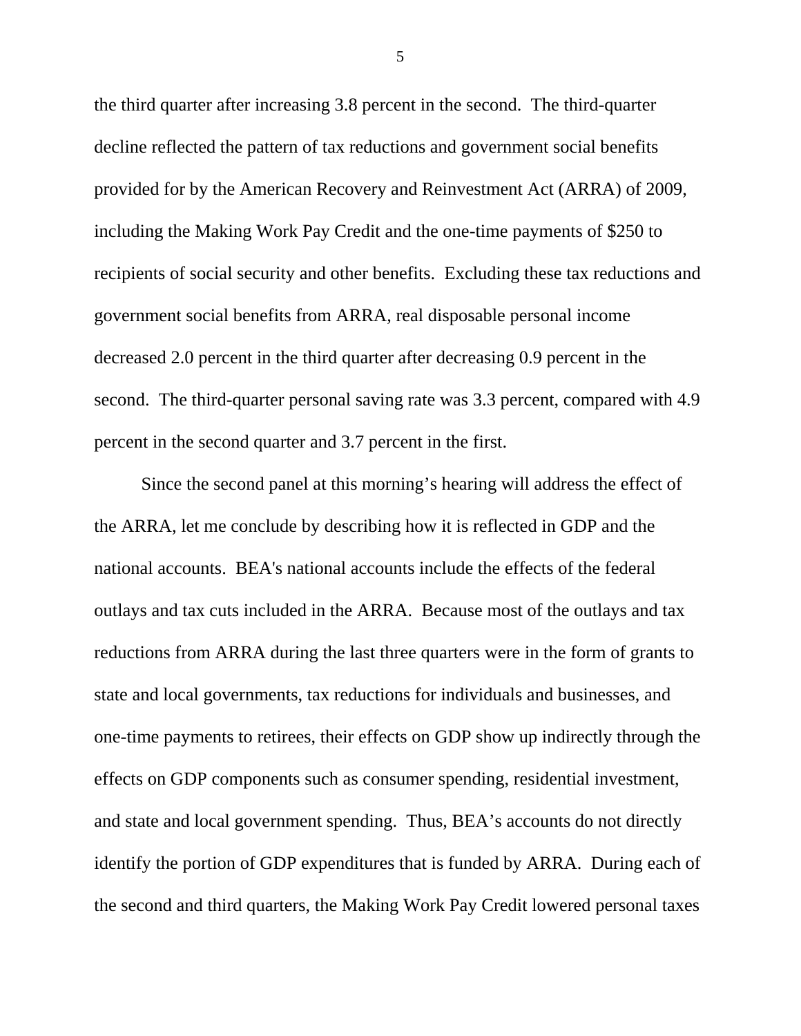the third quarter after increasing 3.8 percent in the second. The third-quarter decline reflected the pattern of tax reductions and government social benefits provided for by the American Recovery and Reinvestment Act (ARRA) of 2009, including the Making Work Pay Credit and the one-time payments of $250 to recipients of social security and other benefits. Excluding these tax reductions and government social benefits from ARRA, real disposable personal income decreased 2.0 percent in the third quarter after decreasing 0.9 percent in the second. The third-quarter personal saving rate was 3.3 percent, compared with 4.9 percent in the second quarter and 3.7 percent in the first.

Since the second panel at this morning's hearing will address the effect of the ARRA, let me conclude by describing how it is reflected in GDP and the national accounts. BEA's national accounts include the effects of the federal outlays and tax cuts included in the ARRA. Because most of the outlays and tax reductions from ARRA during the last three quarters were in the form of grants to state and local governments, tax reductions for individuals and businesses, and one-time payments to retirees, their effects on GDP show up indirectly through the effects on GDP components such as consumer spending, residential investment, and state and local government spending. Thus, BEA's accounts do not directly identify the portion of GDP expenditures that is funded by ARRA. During each of the second and third quarters, the Making Work Pay Credit lowered personal taxes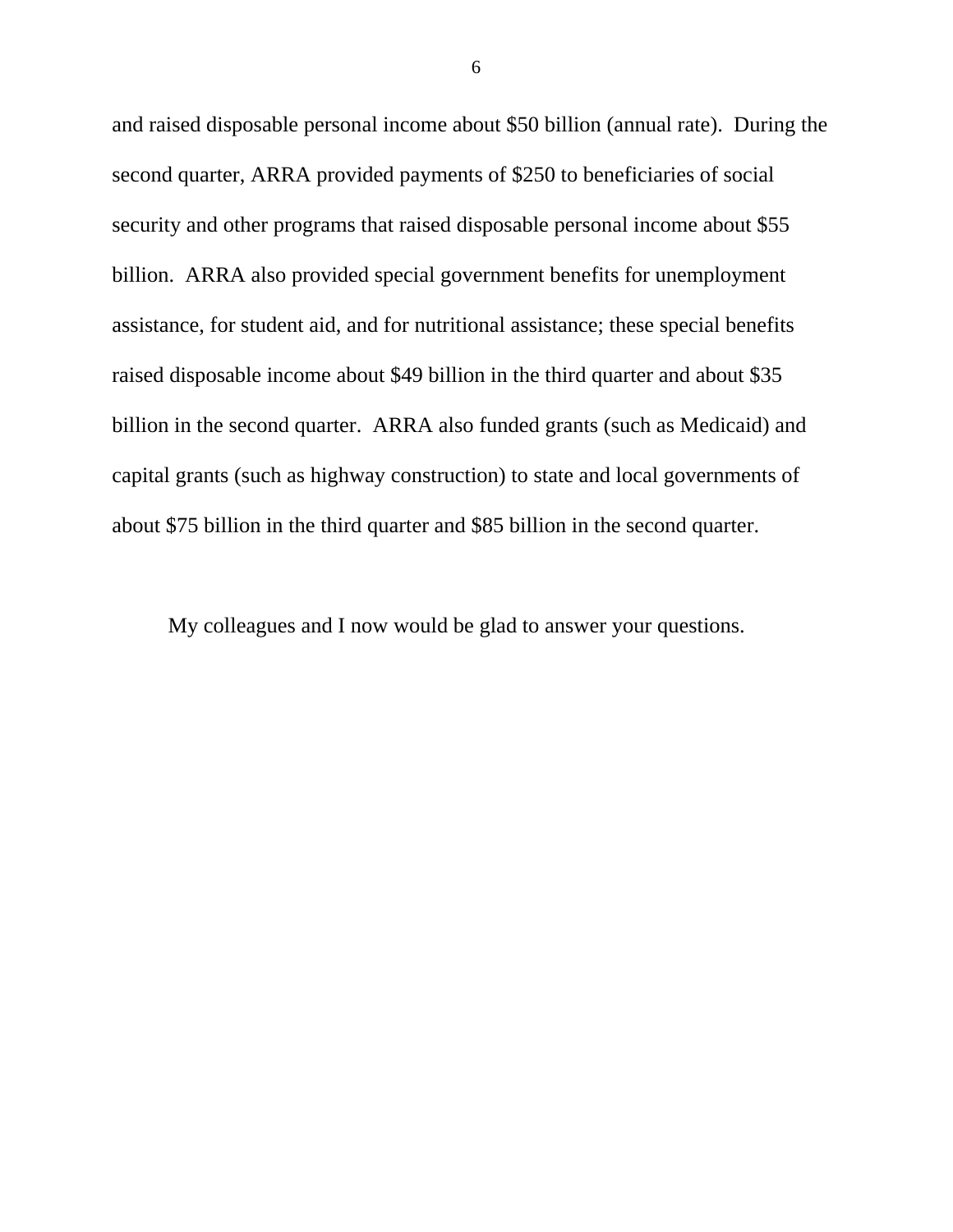and raised disposable personal income about $50 billion (annual rate). During the second quarter, ARRA provided payments of $250 to beneficiaries of social security and other programs that raised disposable personal income about $55 billion. ARRA also provided special government benefits for unemployment assistance, for student aid, and for nutritional assistance; these special benefits raised disposable income about $49 billion in the third quarter and about $35 billion in the second quarter. ARRA also funded grants (such as Medicaid) and capital grants (such as highway construction) to state and local governments of about $75 billion in the third quarter and $85 billion in the second quarter.

My colleagues and I now would be glad to answer your questions.